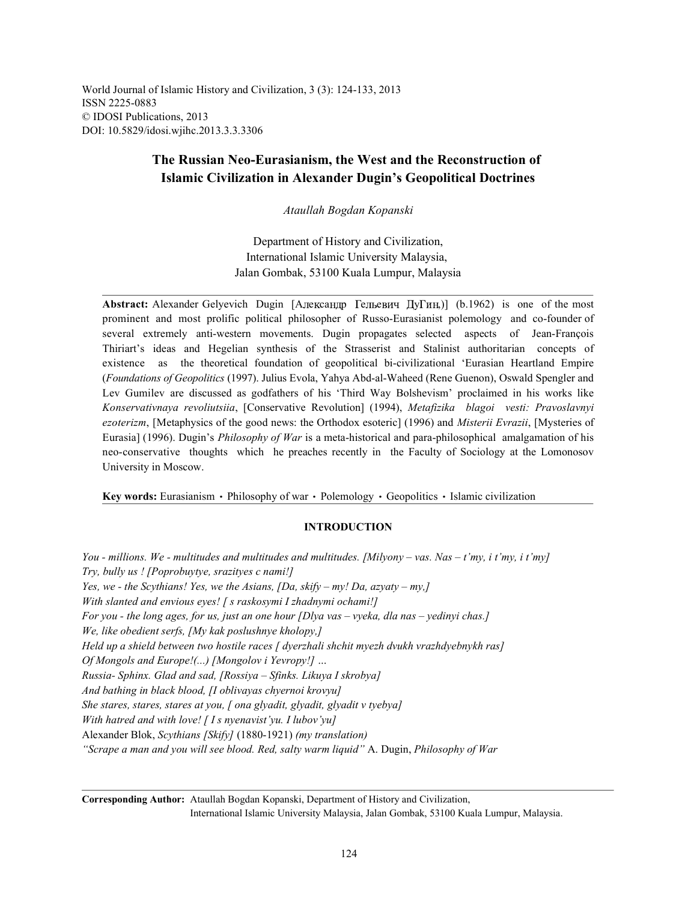World Journal of Islamic History and Civilization, 3 (3): 124-133, 2013
ISSN 2225-0883
© IDOSI Publications, 2013
DOI: 10.5829/idosi.wjihc.2013.3.3.3306

# The Russian Neo-Eurasianism, the West and the Reconstruction of Islamic Civilization in Alexander Dugin's Geopolitical Doctrines

*Ataullah Bogdan Kopanski*

Department of History and Civilization,
International Islamic University Malaysia,
Jalan Gombak, 53100 Kuala Lumpur, Malaysia

**Abstract:** Alexander Gelyevich Dugin [Александр Гельевич ДуГин,)] (b.1962) is one of the most prominent and most prolific political philosopher of Russo-Eurasianist polemology and co-founder of several extremely anti-western movements. Dugin propagates selected aspects of Jean-François Thiriart's ideas and Hegelian synthesis of the Strasserist and Stalinist authoritarian concepts of existence as the theoretical foundation of geopolitical bi-civilizational 'Eurasian Heartland Empire (*Foundations of Geopolitics* (1997). Julius Evola, Yahya Abd-al-Waheed (Rene Guenon), Oswald Spengler and Lev Gumilev are discussed as godfathers of his 'Third Way Bolshevism' proclaimed in his works like *Konservativnaya revoliutsiia*, [Conservative Revolution] (1994), *Metafizika blagoi vesti: Pravoslavnyi ezoterizm*, [Metaphysics of the good news: the Orthodox esoteric] (1996) and *Misterii Evrazii*, [Mysteries of Eurasia] (1996). Dugin's *Philosophy of War* is a meta-historical and para-philosophical amalgamation of his neo-conservative thoughts which he preaches recently in the Faculty of Sociology at the Lomonosov University in Moscow.

**Key words:** Eurasianism • Philosophy of war • Polemology • Geopolitics • Islamic civilization

## INTRODUCTION

*You - millions. We - multitudes and multitudes and multitudes. [Milyony – vas. Nas – t'my, i t'my, i t'my]*
*Try, bully us ! [Poprobuytye, srazityes c nami!]*
*Yes, we - the Scythians! Yes, we the Asians, [Da, skify – my! Da, azyaty – my,]*
*With slanted and envious eyes! [ s raskosymi I zhadnymi ochami!]*
*For you - the long ages, for us, just an one hour [Dlya vas – vyeka, dla nas – yedinyi chas.]*
*We, like obedient serfs, [My kak poslushnye kholopy,]*
*Held up a shield between two hostile races [ dyerzhali shchit myezh dvukh vrazhdyebnykh ras]*
*Of Mongols and Europe!(...) [Mongolov i Yevropy!] …*
*Russia- Sphinx. Glad and sad, [Rossiya – Sfinks. Likuya I skrobya]*
*And bathing in black blood, [I oblivayas chyernoi krovyu]*
*She stares, stares, stares at you, [ ona glyadit, glyadit, glyadit v tyebya]*
*With hatred and with love! [ I s nyenavist'yu. I lubov'yu]*
Alexander Blok, *Scythians [Skify]* (1880-1921) *(my translation)*
*"Scrape a man and you will see blood. Red, salty warm liquid"* A. Dugin, *Philosophy of War*

**Corresponding Author:** Ataullah Bogdan Kopanski, Department of History and Civilization, International Islamic University Malaysia, Jalan Gombak, 53100 Kuala Lumpur, Malaysia.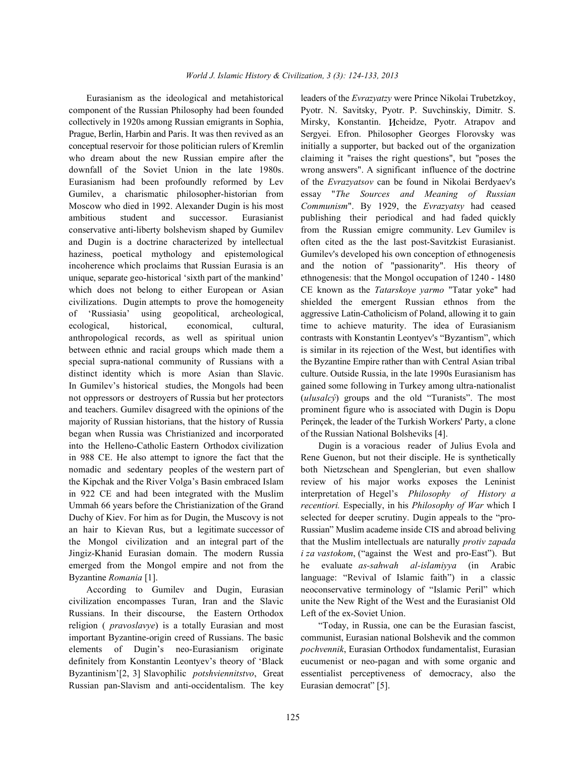Eurasianism as the ideological and metahistorical component of the Russian Philosophy had been founded collectively in 1920s among Russian emigrants in Sophia, Prague, Berlin, Harbin and Paris. It was then revived as an conceptual reservoir for those politician rulers of Kremlin who dream about the new Russian empire after the downfall of the Soviet Union in the late 1980s. Eurasianism had been profoundly reformed by Lev Gumilev, a charismatic philosopher-historian from Moscow who died in 1992. Alexander Dugin is his most ambitious student and successor. Eurasianist conservative anti-liberty bolshevism shaped by Gumilev and Dugin is a doctrine characterized by intellectual haziness, poetical mythology and epistemological incoherence which proclaims that Russian Eurasia is an unique, separate geo-historical 'sixth part of the mankind' which does not belong to either European or Asian civilizations. Dugin attempts to prove the homogeneity of 'Russiasia' using geopolitical, archeological, ecological, historical, economical, cultural, anthropological records, as well as spiritual union between ethnic and racial groups which made them a special supra-national community of Russians with a distinct identity which is more Asian than Slavic. In Gumilev's historical studies, the Mongols had been not oppressors or destroyers of Russia but her protectors and teachers. Gumilev disagreed with the opinions of the majority of Russian historians, that the history of Russia began when Russia was Christianized and incorporated into the Helleno-Catholic Eastern Orthodox civilization in 988 CE. He also attempt to ignore the fact that the nomadic and sedentary peoples of the western part of the Kipchak and the River Volga's Basin embraced Islam in 922 CE and had been integrated with the Muslim Ummah 66 years before the Christianization of the Grand Duchy of Kiev. For him as for Dugin, the Muscovy is not an hair to Kievan Rus, but a legitimate successor of the Mongol civilization and an integral part of the Jingiz-Khanid Eurasian domain. The modern Russia emerged from the Mongol empire and not from the Byzantine *Romania* [1].

According to Gumilev and Dugin, Eurasian civilization encompasses Turan, Iran and the Slavic Russians. In their discourse, the Eastern Orthodox religion ( *pravoslavye*) is a totally Eurasian and most important Byzantine-origin creed of Russians. The basic elements of Dugin's neo-Eurasianism originate definitely from Konstantin Leontyev's theory of 'Black Byzantinism'[2, 3] Slavophilic *potshviennitstvo*, Great Russian pan-Slavism and anti-occidentalism. The key leaders of the *Evrazyatzy* were Prince Nikolai Trubetzkoy, Pyotr. N. Savitsky, Pyotr. P. Suvchinskiy, Dimitr. S. Mirsky, Konstantin. Иcheidze, Pyotr. Atrapov and Sergyei. Efron. Philosopher Georges Florovsky was initially a supporter, but backed out of the organization claiming it "raises the right questions", but "poses the wrong answers". A significant influence of the doctrine of the *Evrazyatsov* can be found in Nikolai Berdyaev's essay "*The Sources and Meaning of Russian Communism*". By 1929, the *Evrazyatsy* had ceased publishing their periodical and had faded quickly from the Russian emigre community. Lev Gumilev is often cited as the the last post-Savitzkist Eurasianist. Gumilev's developed his own conception of ethnogenesis and the notion of "passionarity". His theory of ethnogenesis: that the Mongol occupation of 1240 - 1480 CE known as the *Tatarskoye yarmo* "Tatar yoke" had shielded the emergent Russian ethnos from the aggressive Latin-Catholicism of Poland, allowing it to gain time to achieve maturity. The idea of Eurasianism contrasts with Konstantin Leontyev's "Byzantism", which is similar in its rejection of the West, but identifies with the Byzantine Empire rather than with Central Asian tribal culture. Outside Russia, in the late 1990s Eurasianism has gained some following in Turkey among ultra-nationalist (*ulusalcý*) groups and the old "Turanists". The most prominent figure who is associated with Dugin is Dopu Perinçek, the leader of the Turkish Workers' Party, a clone of the Russian National Bolsheviks [4].

Dugin is a voracious reader of Julius Evola and Rene Guenon, but not their disciple. He is synthetically both Nietzschean and Spenglerian, but even shallow review of his major works exposes the Leninist interpretation of Hegel's *Philosophy of History a recentiori.* Especially, in his *Philosophy of War* which I selected for deeper scrutiny. Dugin appeals to the "pro-Russian" Muslim academe inside CIS and abroad beliving that the Muslim intellectuals are naturally *protiv zapada i za vastokom*, ("against the West and pro-East"). But he evaluate *as-sahwah al-islamiyya* (in Arabic language: "Revival of Islamic faith") in a classic neoconservative terminology of "Islamic Peril" which unite the New Right of the West and the Eurasianist Old Left of the ex-Soviet Union.

"Today, in Russia, one can be the Eurasian fascist, communist, Eurasian national Bolshevik and the common *pochvennik*, Eurasian Orthodox fundamentalist, Eurasian eucumenist or neo-pagan and with some organic and essentialist perceptiveness of democracy, also the Eurasian democrat" [5].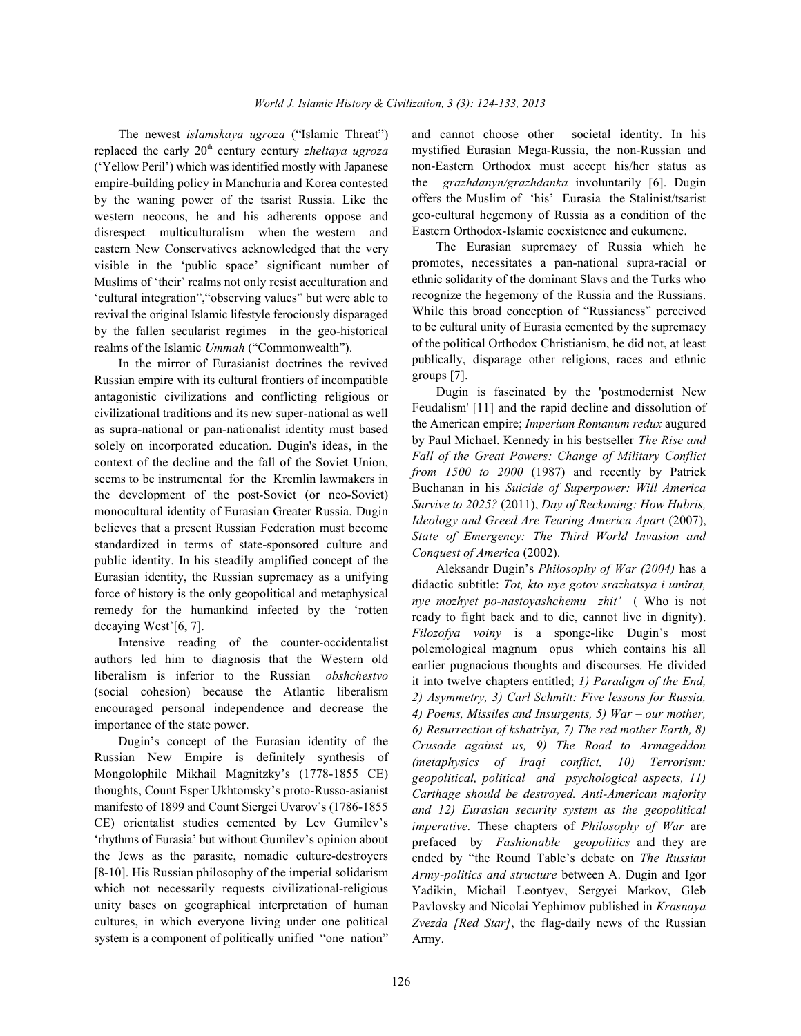The newest *islamskaya ugroza* ("Islamic Threat") replaced the early 20th century century *zheltaya ugroza* ('Yellow Peril') which was identified mostly with Japanese empire-building policy in Manchuria and Korea contested by the waning power of the tsarist Russia. Like the western neocons, he and his adherents oppose and disrespect multiculturalism when the western and eastern New Conservatives acknowledged that the very visible in the 'public space' significant number of Muslims of 'their' realms not only resist acculturation and 'cultural integration","observing values" but were able to revival the original Islamic lifestyle ferociously disparaged by the fallen secularist regimes in the geo-historical realms of the Islamic *Ummah* ("Commonwealth").

In the mirror of Eurasianist doctrines the revived Russian empire with its cultural frontiers of incompatible antagonistic civilizations and conflicting religious or civilizational traditions and its new super-national as well as supra-national or pan-nationalist identity must based solely on incorporated education. Dugin's ideas, in the context of the decline and the fall of the Soviet Union, seems to be instrumental for the Kremlin lawmakers in the development of the post-Soviet (or neo-Soviet) monocultural identity of Eurasian Greater Russia. Dugin believes that a present Russian Federation must become standardized in terms of state-sponsored culture and public identity. In his steadily amplified concept of the Eurasian identity, the Russian supremacy as a unifying force of history is the only geopolitical and metaphysical remedy for the humankind infected by the 'rotten decaying West'[6, 7].

Intensive reading of the counter-occidentalist authors led him to diagnosis that the Western old liberalism is inferior to the Russian *obshchestvo* (social cohesion) because the Atlantic liberalism encouraged personal independence and decrease the importance of the state power.

Dugin's concept of the Eurasian identity of the Russian New Empire is definitely synthesis of Mongolophile Mikhail Magnitzky's (1778-1855 CE) thoughts, Count Esper Ukhtomsky's proto-Russo-asianist manifesto of 1899 and Count Siergei Uvarov's (1786-1855 CE) orientalist studies cemented by Lev Gumilev's 'rhythms of Eurasia' but without Gumilev's opinion about the Jews as the parasite, nomadic culture-destroyers [8-10]. His Russian philosophy of the imperial solidarism which not necessarily requests civilizational-religious unity bases on geographical interpretation of human cultures, in which everyone living under one political system is a component of politically unified "one nation" and cannot choose other societal identity. In his mystified Eurasian Mega-Russia, the non-Russian and non-Eastern Orthodox must accept his/her status as the *grazhdanyn/grazhdanka* involuntarily [6]. Dugin offers the Muslim of 'his' Eurasia the Stalinist/tsarist geo-cultural hegemony of Russia as a condition of the Eastern Orthodox-Islamic coexistence and eukumene.

The Eurasian supremacy of Russia which he promotes, necessitates a pan-national supra-racial or ethnic solidarity of the dominant Slavs and the Turks who recognize the hegemony of the Russia and the Russians. While this broad conception of "Russianess" perceived to be cultural unity of Eurasia cemented by the supremacy of the political Orthodox Christianism, he did not, at least publically, disparage other religions, races and ethnic groups [7].

Dugin is fascinated by the 'postmodernist New Feudalism' [11] and the rapid decline and dissolution of the American empire; *Imperium Romanum redux* augured by Paul Michael. Kennedy in his bestseller *The Rise and Fall of the Great Powers: Change of Military Conflict from 1500 to 2000* (1987) and recently by Patrick Buchanan in his *Suicide of Superpower: Will America Survive to 2025?* (2011), *Day of Reckoning: How Hubris, Ideology and Greed Are Tearing America Apart* (2007), *State of Emergency: The Third World Invasion and Conquest of America* (2002).

Aleksandr Dugin's *Philosophy of War (2004)* has a didactic subtitle: *Tot, kto nye gotov srazhatsya i umirat, nye mozhyet po-nastoyashchemu zhit'* ( Who is not ready to fight back and to die, cannot live in dignity). *Filozofya voiny* is a sponge-like Dugin's most polemological magnum opus which contains his all earlier pugnacious thoughts and discourses. He divided it into twelve chapters entitled; *1) Paradigm of the End, 2) Asymmetry, 3) Carl Schmitt: Five lessons for Russia, 4) Poems, Missiles and Insurgents, 5) War – our mother, 6) Resurrection of kshatriya, 7) The red mother Earth, 8) Crusade against us, 9) The Road to Armageddon (metaphysics of Iraqi conflict, 10) Terrorism: geopolitical, political and psychological aspects, 11) Carthage should be destroyed. Anti-American majority and 12) Eurasian security system as the geopolitical imperative.* These chapters of *Philosophy of War* are prefaced by *Fashionable geopolitics* and they are ended by "the Round Table's debate on *The Russian Army-politics and structure* between A. Dugin and Igor Yadikin, Michail Leontyev, Sergyei Markov, Gleb Pavlovsky and Nicolai Yephimov published in *Krasnaya Zvezda [Red Star]*, the flag-daily news of the Russian Army.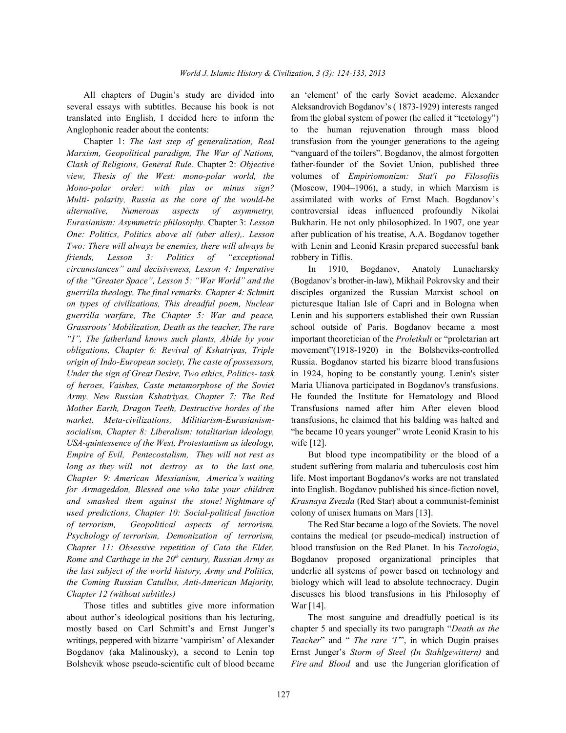All chapters of Dugin's study are divided into several essays with subtitles. Because his book is not translated into English, I decided here to inform the Anglophonic reader about the contents:

Chapter 1: *The last step of generalization, Real Marxism, Geopolitical paradigm, The War of Nations, Clash of Religions, General Rule.* Chapter 2: *Objective view, Thesis of the West: mono-polar world, the Mono-polar order: with plus or minus sign? Multi- polarity, Russia as the core of the would-be alternative, Numerous aspects of asymmetry, Eurasianism: Asymmetric philosophy.* Chapter 3: *Lesson One: Politics, Politics above all (uber alles),. Lesson Two: There will always be enemies, there will always be friends, Lesson 3: Politics of "exceptional circumstances" and decisiveness, Lesson 4: Imperative of the "Greater Space", Lesson 5: "War World" and the guerrilla theology, The final remarks. Chapter 4: Schmitt on types of civilizations, This dreadful poem, Nuclear guerrilla warfare, The Chapter 5: War and peace, Grassroots' Mobilization, Death as the teacher, The rare "I", The fatherland knows such plants, Abide by your obligations, Chapter 6: Revival of Kshatriyas, Triple origin of Indo-European society, The caste of possessors, Under the sign of Great Desire, Two ethics, Politics- task of heroes, Vaishes, Caste metamorphose of the Soviet Army, New Russian Kshatriyas, Chapter 7: The Red Mother Earth, Dragon Teeth, Destructive hordes of the market, Meta-civilizations, Militiarism-Eurasianism-socialism, Chapter 8: Liberalism: totalitarian ideology, USA-quintessence of the West, Protestantism as ideology, Empire of Evil, Pentecostalism, They will not rest as long as they will not destroy as to the last one, Chapter 9: American Messianism, America's waiting for Armageddon, Blessed one who take your children and smashed them against the stone! Nightmare of used predictions, Chapter 10: Social-political function of terrorism, Geopolitical aspects of terrorism, Psychology of terrorism, Demonization of terrorism, Chapter 11: Obsessive repetition of Cato the Elder, Rome and Carthage in the 20th century, Russian Army as the last subject of the world history, Army and Politics, the Coming Russian Catullus, Anti-American Majority, Chapter 12 (without subtitles)*

Those titles and subtitles give more information about author's ideological positions than his lecturing, mostly based on Carl Schmitt's and Ernst Junger's writings, peppered with bizarre 'vampirism' of Alexander Bogdanov (aka Malinousky), a second to Lenin top Bolshevik whose pseudo-scientific cult of blood became an 'element' of the early Soviet academe. Alexander Aleksandrovich Bogdanov's ( 1873-1929) interests ranged from the global system of power (he called it "tectology") to the human rejuvenation through mass blood transfusion from the younger generations to the ageing "vanguard of the toilers". Bogdanov, the almost forgotten father-founder of the Soviet Union, published three volumes of *Empiriomonizm: Stat'i po Filosofii*s (Moscow, 1904–1906), a study, in which Marxism is assimilated with works of Ernst Mach. Bogdanov's controversial ideas influenced profoundly Nikolai Bukharin. He not only philosophized. In 1907, one year after publication of his treatise, A.A. Bogdanov together with Lenin and Leonid Krasin prepared successful bank robbery in Tiflis.

In 1910, Bogdanov, Anatoly Lunacharsky (Bogdanov's brother-in-law), Mikhail Pokrovsky and their disciples organized the Russian Marxist school on picturesque Italian Isle of Capri and in Bologna when Lenin and his supporters established their own Russian school outside of Paris. Bogdanov became a most important theoretician of the *Proletkult* or "proletarian art movement"(1918-1920) in the Bolsheviks-controlled Russia. Bogdanov started his bizarre blood transfusions in 1924, hoping to be constantly young. Lenin's sister Maria Ulianova participated in Bogdanov's transfusions. He founded the Institute for Hematology and Blood Transfusions named after him After eleven blood transfusions, he claimed that his balding was halted and "he became 10 years younger" wrote Leonid Krasin to his wife [12].

But blood type incompatibility or the blood of a student suffering from malaria and tuberculosis cost him life. Most important Bogdanov's works are not translated into English. Bogdanov published his since-fiction novel, *Krasnaya Zvezda* (Red Star) about a communist-feminist colony of unisex humans on Mars [13].

The Red Star became a logo of the Soviets. The novel contains the medical (or pseudo-medical) instruction of blood transfusion on the Red Planet. In his *Tectologia*, Bogdanov proposed organizational principles that underlie all systems of power based on technology and biology which will lead to absolute technocracy. Dugin discusses his blood transfusions in his Philosophy of War [14].

The most sanguine and dreadfully poetical is its chapter 5 and specially its two paragraph "*Death as the Teacher*" and " *The rare 'I'*", in which Dugin praises Ernst Junger's *Storm of Steel (In Stahlgewittern)* and *Fire and Blood* and use the Jungerian glorification of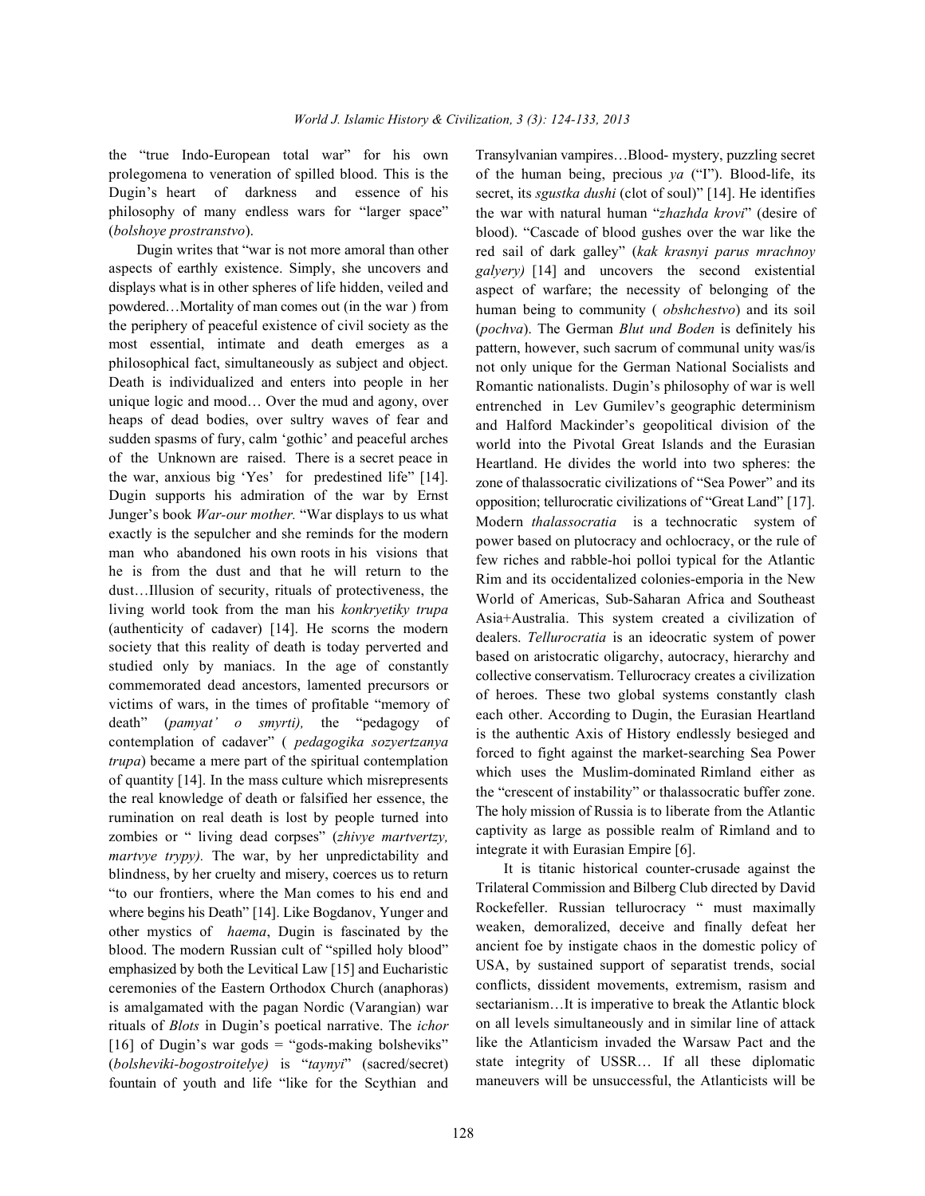the "true Indo-European total war" for his own prolegomena to veneration of spilled blood. This is the Dugin's heart of darkness and essence of his philosophy of many endless wars for "larger space" (*bolshoye prostranstvo*).

Dugin writes that "war is not more amoral than other aspects of earthly existence. Simply, she uncovers and displays what is in other spheres of life hidden, veiled and powdered…Mortality of man comes out (in the war ) from the periphery of peaceful existence of civil society as the most essential, intimate and death emerges as a philosophical fact, simultaneously as subject and object. Death is individualized and enters into people in her unique logic and mood… Over the mud and agony, over heaps of dead bodies, over sultry waves of fear and sudden spasms of fury, calm 'gothic' and peaceful arches of the Unknown are raised. There is a secret peace in the war, anxious big 'Yes' for predestined life" [14]. Dugin supports his admiration of the war by Ernst Junger's book *War-our mother.* "War displays to us what exactly is the sepulcher and she reminds for the modern man who abandoned his own roots in his visions that he is from the dust and that he will return to the dust…Illusion of security, rituals of protectiveness, the living world took from the man his *konkryetiky trupa* (authenticity of cadaver) [14]. He scorns the modern society that this reality of death is today perverted and studied only by maniacs. In the age of constantly commemorated dead ancestors, lamented precursors or victims of wars, in the times of profitable "memory of death" (*pamyat' o smyrti),* the "pedagogy of contemplation of cadaver" ( *pedagogika sozyertzanya trupa*) became a mere part of the spiritual contemplation of quantity [14]. In the mass culture which misrepresents the real knowledge of death or falsified her essence, the rumination on real death is lost by people turned into zombies or " living dead corpses" (*zhivye martvertzy, martvye trypy).* The war, by her unpredictability and blindness, by her cruelty and misery, coerces us to return "to our frontiers, where the Man comes to his end and where begins his Death" [14]. Like Bogdanov, Yunger and other mystics of *haema*, Dugin is fascinated by the blood. The modern Russian cult of "spilled holy blood" emphasized by both the Levitical Law [15] and Eucharistic ceremonies of the Eastern Orthodox Church (anaphoras) is amalgamated with the pagan Nordic (Varangian) war rituals of *Blots* in Dugin's poetical narrative. The *ichor* [16] of Dugin's war gods = "gods-making bolsheviks" (*bolsheviki-bogostroitelye)* is "*taynyi*" (sacred/secret) fountain of youth and life "like for the Scythian and Transylvanian vampires…Blood- mystery, puzzling secret of the human being, precious *ya* ("I"). Blood-life, its secret, its *sgustka dushi* (clot of soul)" [14]. He identifies the war with natural human "*zhazhda krovi*" (desire of blood). "Cascade of blood gushes over the war like the red sail of dark galley" (*kak krasnyi parus mrachnoy galyery)* [14] and uncovers the second existential aspect of warfare; the necessity of belonging of the human being to community ( *obshchestvo*) and its soil (*pochva*). The German *Blut und Boden* is definitely his pattern, however, such sacrum of communal unity was/is not only unique for the German National Socialists and Romantic nationalists. Dugin's philosophy of war is well entrenched in Lev Gumilev's geographic determinism and Halford Mackinder's geopolitical division of the world into the Pivotal Great Islands and the Eurasian Heartland. He divides the world into two spheres: the zone of thalassocratic civilizations of "Sea Power" and its opposition; tellurocratic civilizations of "Great Land" [17]. Modern *thalassocratia* is a technocratic system of power based on plutocracy and ochlocracy, or the rule of few riches and rabble-hoi polloi typical for the Atlantic Rim and its occidentalized colonies-emporia in the New World of Americas, Sub-Saharan Africa and Southeast Asia+Australia. This system created a civilization of dealers. *Tellurocratia* is an ideocratic system of power based on aristocratic oligarchy, autocracy, hierarchy and collective conservatism. Tellurocracy creates a civilization of heroes. These two global systems constantly clash each other. According to Dugin, the Eurasian Heartland is the authentic Axis of History endlessly besieged and forced to fight against the market-searching Sea Power which uses the Muslim-dominated Rimland either as the "crescent of instability" or thalassocratic buffer zone. The holy mission of Russia is to liberate from the Atlantic captivity as large as possible realm of Rimland and to integrate it with Eurasian Empire [6].

It is titanic historical counter-crusade against the Trilateral Commission and Bilberg Club directed by David Rockefeller. Russian tellurocracy " must maximally weaken, demoralized, deceive and finally defeat her ancient foe by instigate chaos in the domestic policy of USA, by sustained support of separatist trends, social conflicts, dissident movements, extremism, racism and sectarianism…It is imperative to break the Atlantic block on all levels simultaneously and in similar line of attack like the Atlanticism invaded the Warsaw Pact and the state integrity of USSR… If all these diplomatic maneuvers will be unsuccessful, the Atlanticists will be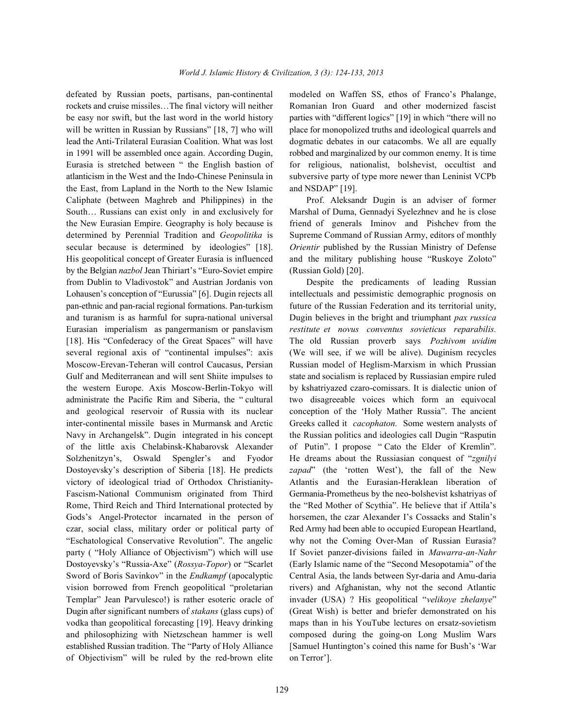defeated by Russian poets, partisans, pan-continental rockets and cruise missiles…The final victory will neither be easy nor swift, but the last word in the world history will be written in Russian by Russians" [18, 7] who will lead the Anti-Trilateral Eurasian Coalition. What was lost in 1991 will be assembled once again. According Dugin, Eurasia is stretched between " the English bastion of atlanticism in the West and the Indo-Chinese Peninsula in the East, from Lapland in the North to the New Islamic Caliphate (between Maghreb and Philippines) in the South… Russians can exist only in and exclusively for the New Eurasian Empire. Geography is holy because is determined by Perennial Tradition and *Geopolitika* is secular because is determined by ideologies" [18]. His geopolitical concept of Greater Eurasia is influenced by the Belgian *nazbol* Jean Thiriart's "Euro-Soviet empire from Dublin to Vladivostok" and Austrian Jordanis von Lohausen's conception of "Eurussia" [6]. Dugin rejects all pan-ethnic and pan-racial regional formations. Pan-turkism and turanism is as harmful for supra-national universal Eurasian imperialism as pangermanism or panslavism [18]. His "Confederacy of the Great Spaces" will have several regional axis of "continental impulses": axis Moscow-Erevan-Teheran will control Caucasus, Persian Gulf and Mediterranean and will sent Shiite impulses to the western Europe. Axis Moscow-Berlin-Tokyo will administrate the Pacific Rim and Siberia, the " cultural and geological reservoir of Russia with its nuclear inter-continental missile bases in Murmansk and Arctic Navy in Archangelsk". Dugin integrated in his concept of the little axis Chelabinsk-Khabarovsk Alexander Solzhenitzyn's, Oswald Spengler's and Fyodor Dostoyevsky's description of Siberia [18]. He predicts victory of ideological triad of Orthodox Christianity-Fascism-National Communism originated from Third Rome, Third Reich and Third International protected by Gods's Angel-Protector incarnated in the person of czar, social class, military order or political party of "Eschatological Conservative Revolution". The angelic party ( "Holy Alliance of Objectivism") which will use Dostoyevsky's "Russia-Axe" (*Rossya-Topor*) or "Scarlet Sword of Boris Savinkov" in the *Endkampf* (apocalyptic vision borrowed from French geopolitical "proletarian Templar" Jean Parvulesco!) is rather esoteric oracle of Dugin after significant numbers of *stakans* (glass cups) of vodka than geopolitical forecasting [19]. Heavy drinking and philosophizing with Nietzschean hammer is well established Russian tradition. The "Party of Holy Alliance of Objectivism" will be ruled by the red-brown elite modeled on Waffen SS, ethos of Franco's Phalange, Romanian Iron Guard and other modernized fascist parties with "different logics" [19] in which "there will no place for monopolized truths and ideological quarrels and dogmatic debates in our catacombs. We all are equally robbed and marginalized by our common enemy. It is time for religious, nationalist, bolshevist, occultist and subversive party of type more newer than Leninist VCPb and NSDAP" [19].

Prof. Aleksandr Dugin is an adviser of former Marshal of Duma, Gennadyi Syelezhnev and he is close friend of generals Iminov and Pishchev from the Supreme Command of Russian Army, editors of monthly *Orientir* published by the Russian Ministry of Defense and the military publishing house "Ruskoye Zoloto" (Russian Gold) [20].

Despite the predicaments of leading Russian intellectuals and pessimistic demographic prognosis on future of the Russian Federation and its territorial unity, Dugin believes in the bright and triumphant *pax russica restitute et novus conventus sovieticus reparabilis.* The old Russian proverb says *Pozhivom uvidim* (We will see, if we will be alive). Duginism recycles Russian model of Heglism-Marxism in which Prussian state and socialism is replaced by Russiasian empire ruled by kshatriyazed czaro-comissars. It is dialectic union of two disagreeable voices which form an equivocal conception of the 'Holy Mather Russia". The ancient Greeks called it *cacophaton.* Some western analysts of the Russian politics and ideologies call Dugin "Rasputin of Putin". I propose " Cato the Elder of Kremlin". He dreams about the Russiasian conquest of "*zgnilyi zapad*" (the 'rotten West'), the fall of the New Atlantis and the Eurasian-Heraklean liberation of Germania-Prometheus by the neo-bolshevist kshatriyas of the "Red Mother of Scythia". He believe that if Attila's horsemen, the czar Alexander I's Cossacks and Stalin's Red Army had been able to occupied European Heartland, why not the Coming Over-Man of Russian Eurasia? If Soviet panzer-divisions failed in *Mawarra-an-Nahr* (Early Islamic name of the "Second Mesopotamia" of the Central Asia, the lands between Syr-daria and Amu-daria rivers) and Afghanistan, why not the second Atlantic invader (USA) ? His geopolitical "*velikoye zhelanye*" (Great Wish) is better and briefer demonstrated on his maps than in his YouTube lectures on ersatz-sovietism composed during the going-on Long Muslim Wars [Samuel Huntington's coined this name for Bush's 'War on Terror'].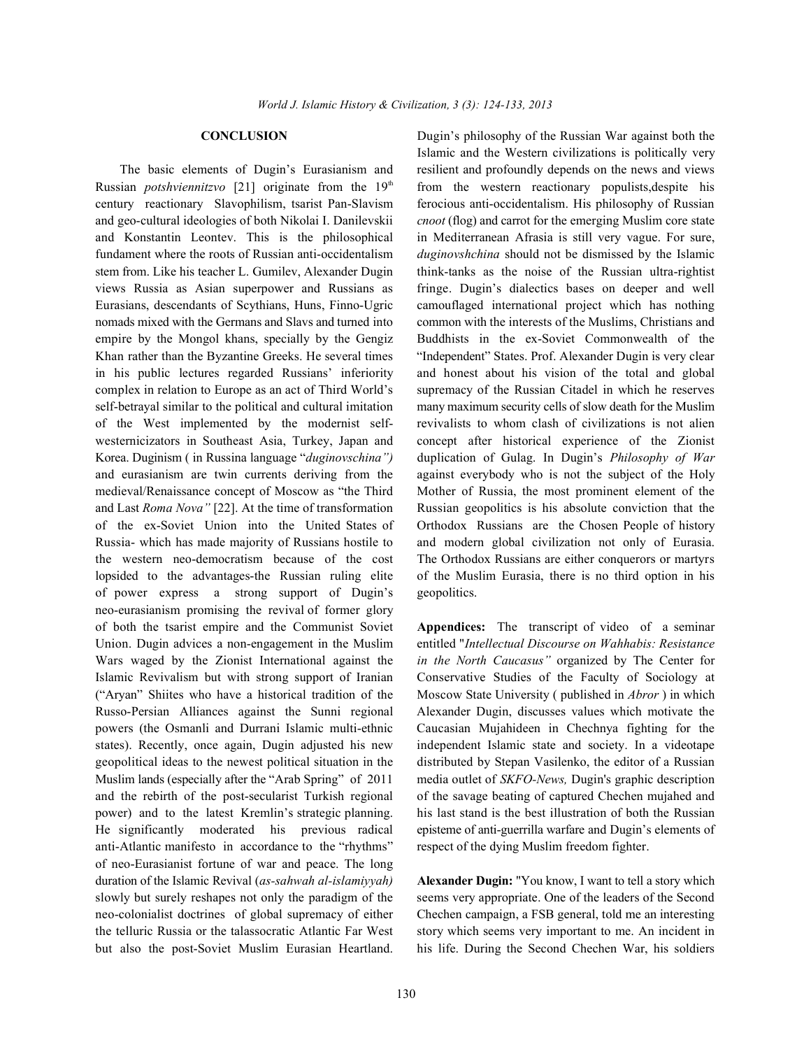## CONCLUSION

The basic elements of Dugin's Eurasianism and Russian *potshviennitzvo* [21] originate from the 19[th] century reactionary Slavophilism, tsarist Pan-Slavism and geo-cultural ideologies of both Nikolai I. Danilevskii and Konstantin Leontev. This is the philosophical fundament where the roots of Russian anti-occidentalism stem from. Like his teacher L. Gumilev, Alexander Dugin views Russia as Asian superpower and Russians as Eurasians, descendants of Scythians, Huns, Finno-Ugric nomads mixed with the Germans and Slavs and turned into empire by the Mongol khans, specially by the Gengiz Khan rather than the Byzantine Greeks. He several times in his public lectures regarded Russians' inferiority complex in relation to Europe as an act of Third World's self-betrayal similar to the political and cultural imitation of the West implemented by the modernist self-westernicizators in Southeast Asia, Turkey, Japan and Korea. Duginism ( in Russina language "*duginovschina")* and eurasianism are twin currents deriving from the medieval/Renaissance concept of Moscow as "the Third and Last *Roma Nova"* [22]. At the time of transformation of the ex-Soviet Union into the United States of Russia- which has made majority of Russians hostile to the western neo-democratism because of the cost lopsided to the advantages-the Russian ruling elite of power express a strong support of Dugin's neo-eurasianism promising the revival of former glory of both the tsarist empire and the Communist Soviet Union. Dugin advices a non-engagement in the Muslim Wars waged by the Zionist International against the Islamic Revivalism but with strong support of Iranian ("Aryan" Shiites who have a historical tradition of the Russo-Persian Alliances against the Sunni regional powers (the Osmanli and Durrani Islamic multi-ethnic states). Recently, once again, Dugin adjusted his new geopolitical ideas to the newest political situation in the Muslim lands (especially after the "Arab Spring" of 2011 and the rebirth of the post-secularist Turkish regional power) and to the latest Kremlin's strategic planning. He significantly moderated his previous radical anti-Atlantic manifesto in accordance to the "rhythms" of neo-Eurasianist fortune of war and peace. The long duration of the Islamic Revival (*as-sahwah al-islamiyyah)* slowly but surely reshapes not only the paradigm of the neo-colonialist doctrines of global supremacy of either the telluric Russia or the talassocratic Atlantic Far West but also the post-Soviet Muslim Eurasian Heartland. Dugin's philosophy of the Russian War against both the Islamic and the Western civilizations is politically very resilient and profoundly depends on the news and views from the western reactionary populists,despite his ferocious anti-occidentalism. His philosophy of Russian *cnoot* (flog) and carrot for the emerging Muslim core state in Mediterranean Afrasia is still very vague. For sure, *duginovshchina* should not be dismissed by the Islamic think-tanks as the noise of the Russian ultra-rightist fringe. Dugin's dialectics bases on deeper and well camouflaged international project which has nothing common with the interests of the Muslims, Christians and Buddhists in the ex-Soviet Commonwealth of the "Independent" States. Prof. Alexander Dugin is very clear and honest about his vision of the total and global supremacy of the Russian Citadel in which he reserves many maximum security cells of slow death for the Muslim revivalists to whom clash of civilizations is not alien concept after historical experience of the Zionist duplication of Gulag. In Dugin's *Philosophy of War* against everybody who is not the subject of the Holy Mother of Russia, the most prominent element of the Russian geopolitics is his absolute conviction that the Orthodox Russians are the Chosen People of history and modern global civilization not only of Eurasia. The Orthodox Russians are either conquerors or martyrs of the Muslim Eurasia, there is no third option in his geopolitics.

**Appendices:** The transcript of video of a seminar entitled "*Intellectual Discourse on Wahhabis: Resistance in the North Caucasus"* organized by The Center for Conservative Studies of the Faculty of Sociology at Moscow State University ( published in *Abror* ) in which Alexander Dugin, discusses values which motivate the Caucasian Mujahideen in Chechnya fighting for the independent Islamic state and society. In a videotape distributed by Stepan Vasilenko, the editor of a Russian media outlet of *SKFO-News,* Dugin's graphic description of the savage beating of captured Chechen mujahed and his last stand is the best illustration of both the Russian episteme of anti-guerrilla warfare and Dugin's elements of respect of the dying Muslim freedom fighter.

**Alexander Dugin:** "You know, I want to tell a story which seems very appropriate. One of the leaders of the Second Chechen campaign, a FSB general, told me an interesting story which seems very important to me. An incident in his life. During the Second Chechen War, his soldiers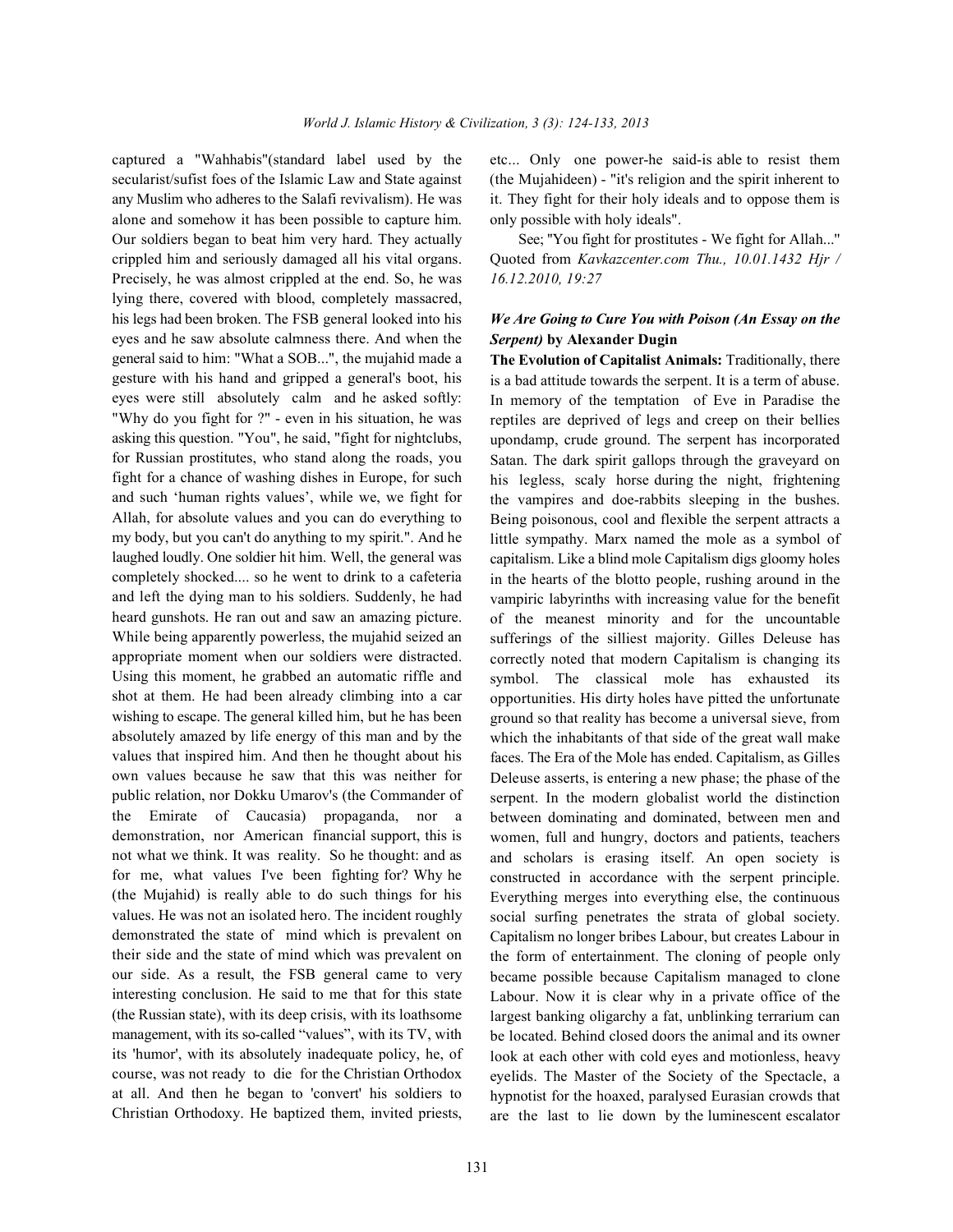captured a "Wahhabis"(standard label used by the secularist/sufist foes of the Islamic Law and State against any Muslim who adheres to the Salafi revivalism). He was alone and somehow it has been possible to capture him. Our soldiers began to beat him very hard. They actually crippled him and seriously damaged all his vital organs. Precisely, he was almost crippled at the end. So, he was lying there, covered with blood, completely massacred, his legs had been broken. The FSB general looked into his eyes and he saw absolute calmness there. And when the general said to him: "What a SOB...", the mujahid made a gesture with his hand and gripped a general's boot, his eyes were still absolutely calm and he asked softly: "Why do you fight for ?" - even in his situation, he was asking this question. "You", he said, "fight for nightclubs, for Russian prostitutes, who stand along the roads, you fight for a chance of washing dishes in Europe, for such and such 'human rights values', while we, we fight for Allah, for absolute values and you can do everything to my body, but you can't do anything to my spirit.". And he laughed loudly. One soldier hit him. Well, the general was completely shocked.... so he went to drink to a cafeteria and left the dying man to his soldiers. Suddenly, he had heard gunshots. He ran out and saw an amazing picture. While being apparently powerless, the mujahid seized an appropriate moment when our soldiers were distracted. Using this moment, he grabbed an automatic riffle and shot at them. He had been already climbing into a car wishing to escape. The general killed him, but he has been absolutely amazed by life energy of this man and by the values that inspired him. And then he thought about his own values because he saw that this was neither for public relation, nor Dokku Umarov's (the Commander of the Emirate of Caucasia) propaganda, nor a demonstration, nor American financial support, this is not what we think. It was reality. So he thought: and as for me, what values I've been fighting for? Why he (the Mujahid) is really able to do such things for his values. He was not an isolated hero. The incident roughly demonstrated the state of mind which is prevalent on their side and the state of mind which was prevalent on our side. As a result, the FSB general came to very interesting conclusion. He said to me that for this state (the Russian state), with its deep crisis, with its loathsome management, with its so-called "values", with its TV, with its 'humor', with its absolutely inadequate policy, he, of course, was not ready to die for the Christian Orthodox at all. And then he began to 'convert' his soldiers to Christian Orthodoxy. He baptized them, invited priests, etc... Only one power-he said-is able to resist them (the Mujahideen) - "it's religion and the spirit inherent to it. They fight for their holy ideals and to oppose them is only possible with holy ideals".

See; "You fight for prostitutes - We fight for Allah..." Quoted from *Kavkazcenter.com Thu., 10.01.1432 Hjr / 16.12.2010, 19:27*

### *We Are Going to Cure You with Poison (An Essay on the Serpent)* by Alexander Dugin

**The Evolution of Capitalist Animals:** Traditionally, there is a bad attitude towards the serpent. It is a term of abuse. In memory of the temptation of Eve in Paradise the reptiles are deprived of legs and creep on their bellies upondamp, crude ground. The serpent has incorporated Satan. The dark spirit gallops through the graveyard on his legless, scaly horse during the night, frightening the vampires and doe-rabbits sleeping in the bushes. Being poisonous, cool and flexible the serpent attracts a little sympathy. Marx named the mole as a symbol of capitalism. Like a blind mole Capitalism digs gloomy holes in the hearts of the blotto people, rushing around in the vampiric labyrinths with increasing value for the benefit of the meanest minority and for the uncountable sufferings of the silliest majority. Gilles Deleuse has correctly noted that modern Capitalism is changing its symbol. The classical mole has exhausted its opportunities. His dirty holes have pitted the unfortunate ground so that reality has become a universal sieve, from which the inhabitants of that side of the great wall make faces. The Era of the Mole has ended. Capitalism, as Gilles Deleuse asserts, is entering a new phase; the phase of the serpent. In the modern globalist world the distinction between dominating and dominated, between men and women, full and hungry, doctors and patients, teachers and scholars is erasing itself. An open society is constructed in accordance with the serpent principle. Everything merges into everything else, the continuous social surfing penetrates the strata of global society. Capitalism no longer bribes Labour, but creates Labour in the form of entertainment. The cloning of people only became possible because Capitalism managed to clone Labour. Now it is clear why in a private office of the largest banking oligarchy a fat, unblinking terrarium can be located. Behind closed doors the animal and its owner look at each other with cold eyes and motionless, heavy eyelids. The Master of the Society of the Spectacle, a hypnotist for the hoaxed, paralysed Eurasian crowds that are the last to lie down by the luminescent escalator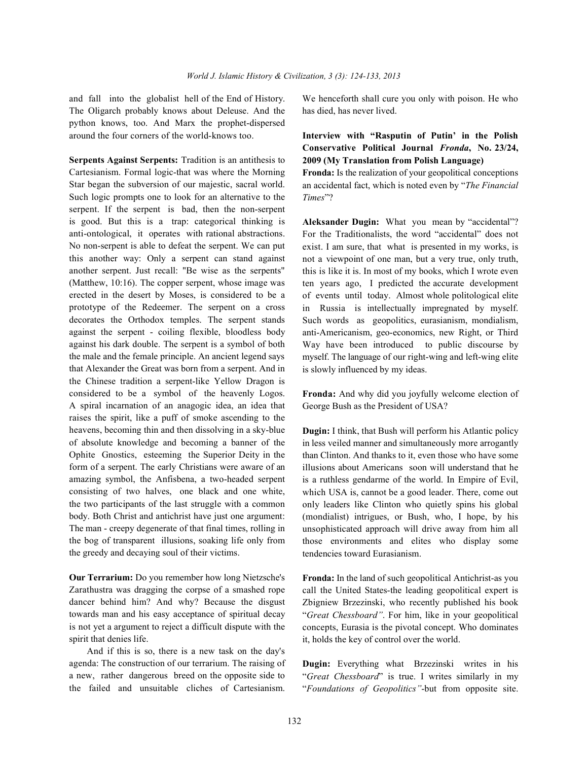and fall into the globalist hell of the End of History. The Oligarch probably knows about Deleuse. And the python knows, too. And Marx the prophet-dispersed around the four corners of the world-knows too.

**Serpents Against Serpents:** Tradition is an antithesis to Cartesianism. Formal logic-that was where the Morning Star began the subversion of our majestic, sacral world. Such logic prompts one to look for an alternative to the serpent. If the serpent is bad, then the non-serpent is good. But this is a trap: categorical thinking is anti-ontological, it operates with rational abstractions. No non-serpent is able to defeat the serpent. We can put this another way: Only a serpent can stand against another serpent. Just recall: "Be wise as the serpents" (Matthew, 10:16). The copper serpent, whose image was erected in the desert by Moses, is considered to be a prototype of the Redeemer. The serpent on a cross decorates the Orthodox temples. The serpent stands against the serpent - coiling flexible, bloodless body against his dark double. The serpent is a symbol of both the male and the female principle. An ancient legend says that Alexander the Great was born from a serpent. And in the Chinese tradition a serpent-like Yellow Dragon is considered to be a symbol of the heavenly Logos. A spiral incarnation of an anagogic idea, an idea that raises the spirit, like a puff of smoke ascending to the heavens, becoming thin and then dissolving in a sky-blue of absolute knowledge and becoming a banner of the Ophite Gnostics, esteeming the Superior Deity in the form of a serpent. The early Christians were aware of an amazing symbol, the Anfisbena, a two-headed serpent consisting of two halves, one black and one white, the two participants of the last struggle with a common body. Both Christ and antichrist have just one argument: The man - creepy degenerate of that final times, rolling in the bog of transparent illusions, soaking life only from the greedy and decaying soul of their victims.

**Our Terrarium:** Do you remember how long Nietzsche's Zarathustra was dragging the corpse of a smashed rope dancer behind him? And why? Because the disgust towards man and his easy acceptance of spiritual decay is not yet a argument to reject a difficult dispute with the spirit that denies life.

And if this is so, there is a new task on the day's agenda: The construction of our terrarium. The raising of a new, rather dangerous breed on the opposite side to the failed and unsuitable cliches of Cartesianism. We henceforth shall cure you only with poison. He who has died, has never lived.

**Interview with "Rasputin of Putin' in the Polish Conservative Political Journal *Fronda*, No. 23/24, 2009 (My Translation from Polish Language)**

**Fronda:** Is the realization of your geopolitical conceptions an accidental fact, which is noted even by "*The Financial Times*"?

**Aleksander Dugin:** What you mean by "accidental"? For the Traditionalists, the word "accidental" does not exist. I am sure, that what is presented in my works, is not a viewpoint of one man, but a very true, only truth, this is like it is. In most of my books, which I wrote even ten years ago, I predicted the accurate development of events until today. Almost whole politological elite in Russia is intellectually impregnated by myself. Such words as geopolitics, eurasianism, mondialism, anti-Americanism, geo-economics, new Right, or Third Way have been introduced to public discourse by myself. The language of our right-wing and left-wing elite is slowly influenced by my ideas.

**Fronda:** And why did you joyfully welcome election of George Bush as the President of USA?

**Dugin:** I think, that Bush will perform his Atlantic policy in less veiled manner and simultaneously more arrogantly than Clinton. And thanks to it, even those who have some illusions about Americans soon will understand that he is a ruthless gendarme of the world. In Empire of Evil, which USA is, cannot be a good leader. There, come out only leaders like Clinton who quietly spins his global (mondialist) intrigues, or Bush, who, I hope, by his unsophisticated approach will drive away from him all those environments and elites who display some tendencies toward Eurasianism.

**Fronda:** In the land of such geopolitical Antichrist-as you call the United States-the leading geopolitical expert is Zbigniew Brzezinski, who recently published his book "*Great Chessboard*". For him, like in your geopolitical concepts, Eurasia is the pivotal concept. Who dominates it, holds the key of control over the world.

**Dugin:** Everything what Brzezinski writes in his "*Great Chessboard*" is true. I writes similarly in my "*Foundations of Geopolitics*"-but from opposite site.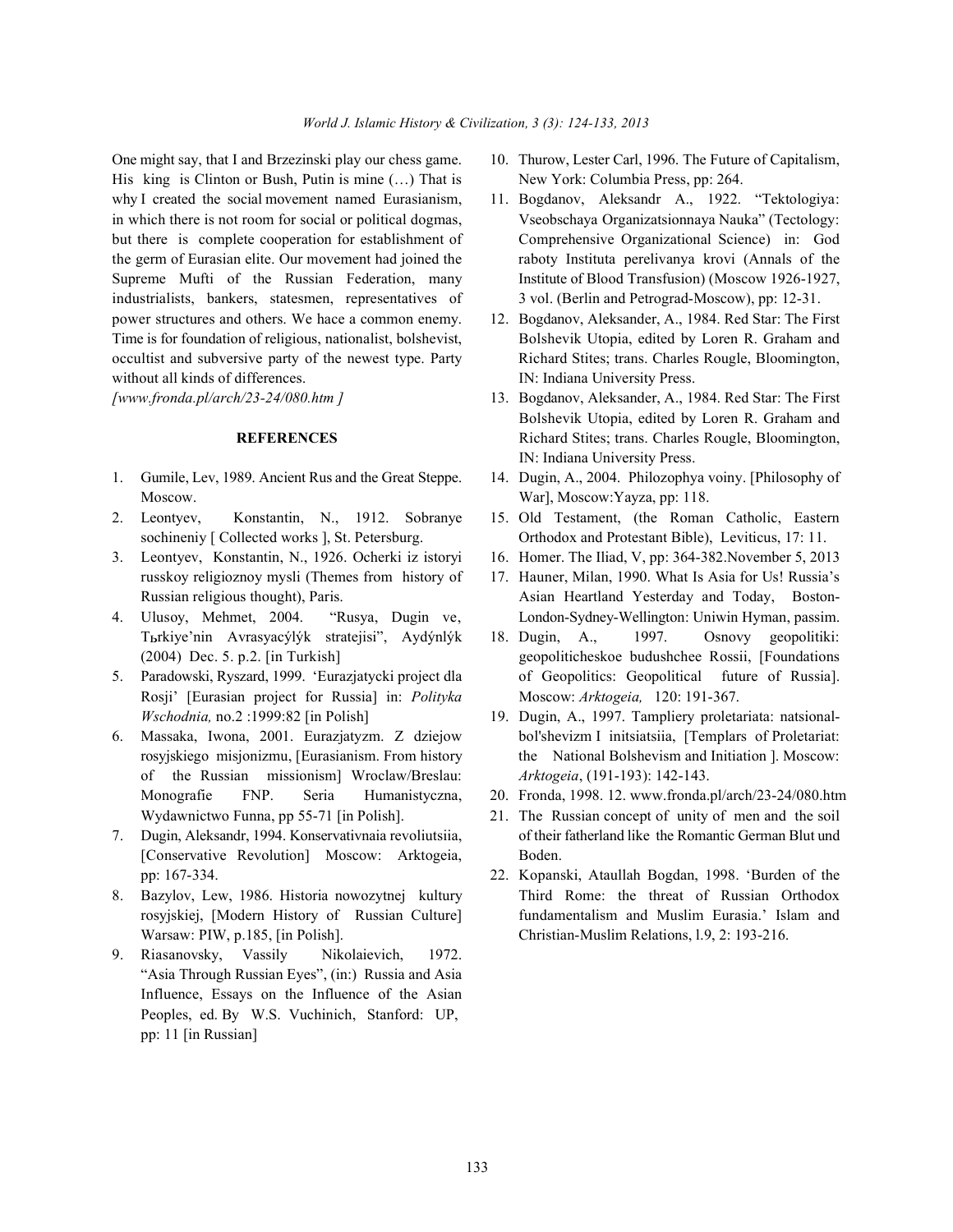One might say, that I and Brzezinski play our chess game. His king is Clinton or Bush, Putin is mine (…) That is why I created the social movement named Eurasianism, in which there is not room for social or political dogmas, but there is complete cooperation for establishment of the germ of Eurasian elite. Our movement had joined the Supreme Mufti of the Russian Federation, many industrialists, bankers, statesmen, representatives of power structures and others. We hace a common enemy. Time is for foundation of religious, nationalist, bolshevist, occultist and subversive party of the newest type. Party without all kinds of differences.

*[www.fronda.pl/arch/23-24/080.htm ]*

## REFERENCES

1. Gumile, Lev, 1989. Ancient Rus and the Great Steppe. Moscow.
2. Leontyev, Konstantin, N., 1912. Sobranye sochineniy [ Collected works ], St. Petersburg.
3. Leontyev, Konstantin, N., 1926. Ocherki iz istoryi russkoy religioznoy mysli (Themes from history of Russian religious thought), Paris.
4. Ulusoy, Mehmet, 2004. "Rusya, Dugin ve, Tьrkiye'nin Avrasyacýlýk stratejisi", Aydýnlýk (2004) Dec. 5. p.2. [in Turkish]
5. Paradowski, Ryszard, 1999. 'Eurazjatycki project dla Rosji' [Eurasian project for Russia] in: *Polityka Wschodnia,* no.2 :1999:82 [in Polish]
6. Massaka, Iwona, 2001. Eurazjatyzm. Z dziejow rosyjskiego misjonizmu, [Eurasianism. From history of the Russian missionism] Wroclaw/Breslau: Monografie FNP. Seria Humanistyczna, Wydawnictwo Funna, pp 55-71 [in Polish].
7. Dugin, Aleksandr, 1994. Konservativnaia revoliutsiia, [Conservative Revolution] Moscow: Arktogeia, pp: 167-334.
8. Bazylov, Lew, 1986. Historia nowozytnej kultury rosyjskiej, [Modern History of Russian Culture] Warsaw: PIW, p.185, [in Polish].
9. Riasanovsky, Vassily Nikolaievich, 1972. "Asia Through Russian Eyes", (in:) Russia and Asia Influence, Essays on the Influence of the Asian Peoples, ed. By W.S. Vuchinich, Stanford: UP, pp: 11 [in Russian]
10. Thurow, Lester Carl, 1996. The Future of Capitalism, New York: Columbia Press, pp: 264.
11. Bogdanov, Aleksandr A., 1922. "Tektologiya: Vseobschaya Organizatsionnaya Nauka" (Tectology: Comprehensive Organizational Science) in: God raboty Instituta perelivanya krovi (Annals of the Institute of Blood Transfusion) (Moscow 1926-1927, 3 vol. (Berlin and Petrograd-Moscow), pp: 12-31.
12. Bogdanov, Aleksander, A., 1984. Red Star: The First Bolshevik Utopia, edited by Loren R. Graham and Richard Stites; trans. Charles Rougle, Bloomington, IN: Indiana University Press.
13. Bogdanov, Aleksander, A., 1984. Red Star: The First Bolshevik Utopia, edited by Loren R. Graham and Richard Stites; trans. Charles Rougle, Bloomington, IN: Indiana University Press.
14. Dugin, A., 2004. Philozophya voiny. [Philosophy of War], Moscow:Yayza, pp: 118.
15. Old Testament, (the Roman Catholic, Eastern Orthodox and Protestant Bible), Leviticus, 17: 11.
16. Homer. The Iliad, V, pp: 364-382.November 5, 2013
17. Hauner, Milan, 1990. What Is Asia for Us! Russia's Asian Heartland Yesterday and Today, Boston-London-Sydney-Wellington: Uniwin Hyman, passim.
18. Dugin, A., 1997. Osnovy geopolitiki: geopoliticheskoe budushchee Rossii, [Foundations of Geopolitics: Geopolitical future of Russia]. Moscow: *Arktogeia,* 120: 191-367.
19. Dugin, A., 1997. Tampliery proletariata: natsional-bol'shevizm I initsiatsiia, [Templars of Proletariat: the National Bolshevism and Initiation ]. Moscow: *Arktogeia*, (191-193): 142-143.
20. Fronda, 1998. 12. www.fronda.pl/arch/23-24/080.htm
21. The Russian concept of unity of men and the soil of their fatherland like the Romantic German Blut und Boden.
22. Kopanski, Ataullah Bogdan, 1998. 'Burden of the Third Rome: the threat of Russian Orthodox fundamentalism and Muslim Eurasia.' Islam and Christian-Muslim Relations, l.9, 2: 193-216.